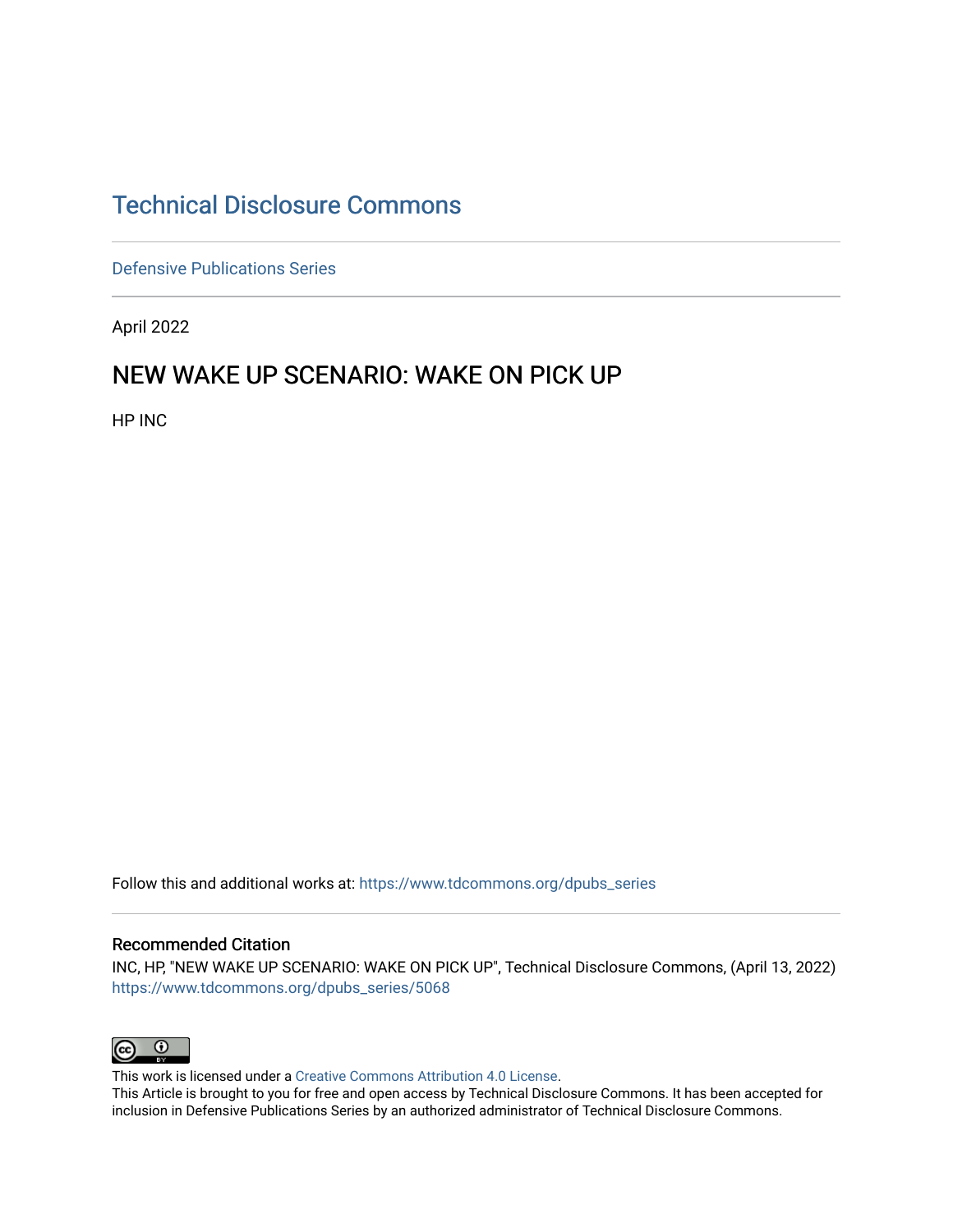# Technical Disclosure Commons

Defensive Publications Series

April 2022

## NEW WAKE UP SCENARIO: WAKE ON PICK UP

HP INC

Follow this and additional works at: https://www.tdcommons.org/dpubs_series

### Recommended Citation

INC, HP, "NEW WAKE UP SCENARIO: WAKE ON PICK UP", Technical Disclosure Commons, (April 13, 2022) https://www.tdcommons.org/dpubs_series/5068

This work is licensed under a Creative Commons Attribution 4.0 License.

This Article is brought to you for free and open access by Technical Disclosure Commons. It has been accepted for inclusion in Defensive Publications Series by an authorized administrator of Technical Disclosure Commons.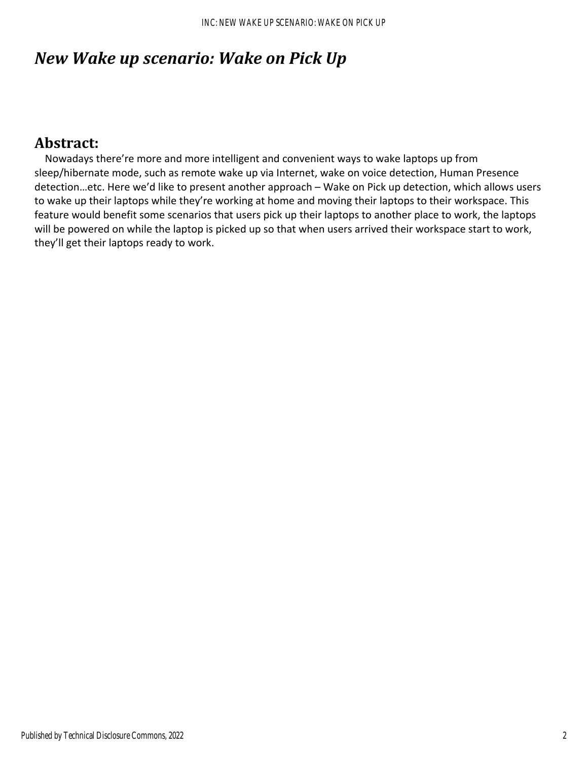# *New Wake up scenario: Wake on Pick Up*

## Abstract:

Nowadays there're more and more intelligent and convenient ways to wake laptops up from sleep/hibernate mode, such as remote wake up via Internet, wake on voice detection, Human Presence detection…etc. Here we'd like to present another approach – Wake on Pick up detection, which allows users to wake up their laptops while they're working at home and moving their laptops to their workspace. This feature would benefit some scenarios that users pick up their laptops to another place to work, the laptops will be powered on while the laptop is picked up so that when users arrived their workspace start to work, they'll get their laptops ready to work.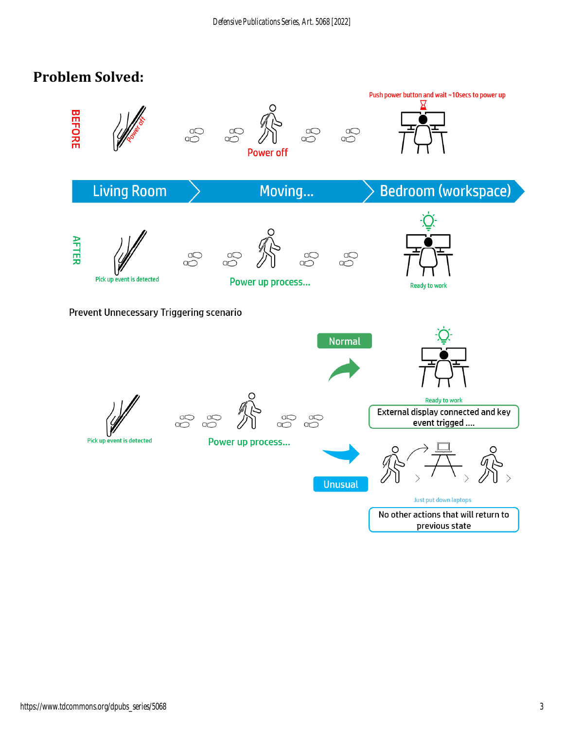## Problem Solved:

BEFORE

Power off

Power off

Push power button and wait ~10secs to power up

Living Room | Moving... | Bedroom (workspace)

AFTER

Pick up event is detected

Power up process...

Ready to work

Prevent Unnecessary Triggering scenario

Pick up event is detected

Power up process...

Normal

Ready to work

External display connected and key event trigged ....

Unusual

Just put down laptops

No other actions that will return to previous state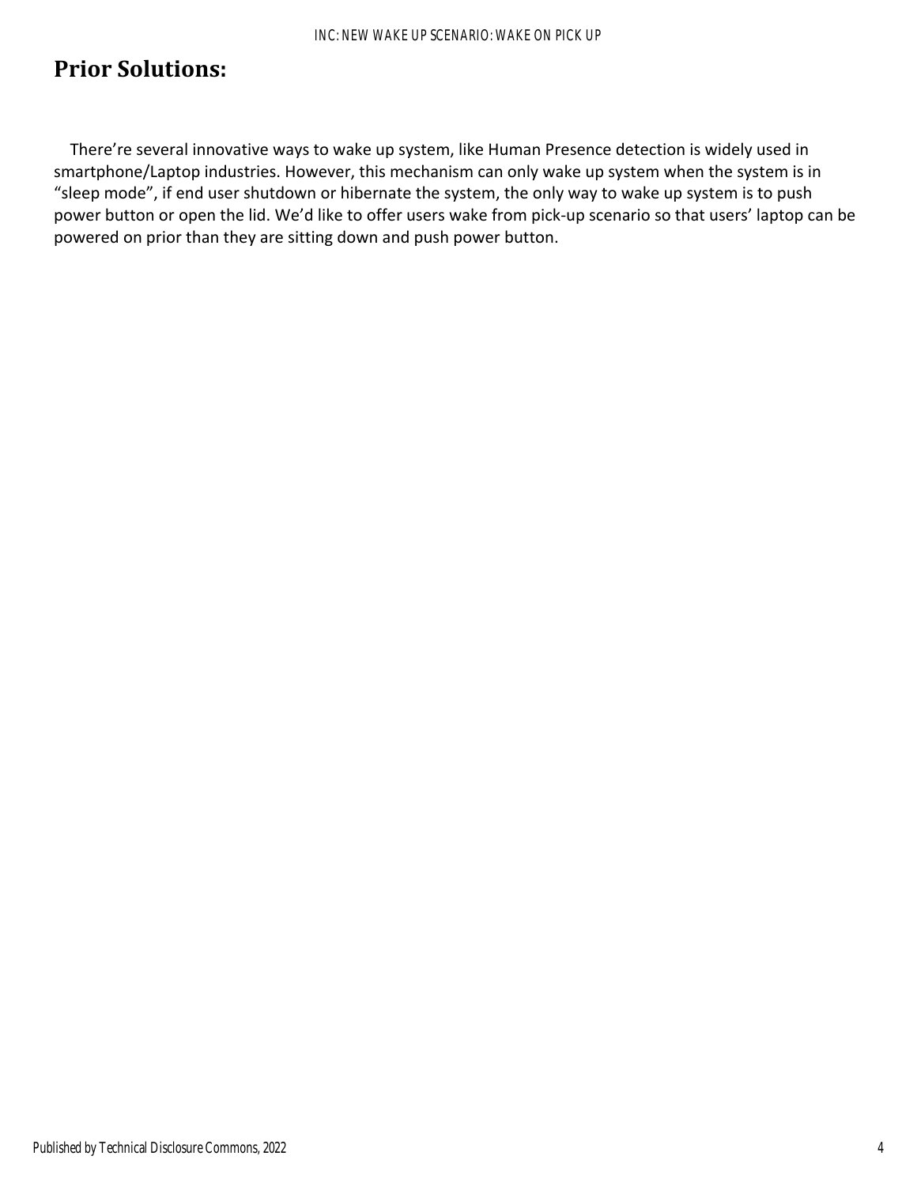## Prior Solutions:

There're several innovative ways to wake up system, like Human Presence detection is widely used in smartphone/Laptop industries. However, this mechanism can only wake up system when the system is in "sleep mode", if end user shutdown or hibernate the system, the only way to wake up system is to push power button or open the lid. We'd like to offer users wake from pick-up scenario so that users' laptop can be powered on prior than they are sitting down and push power button.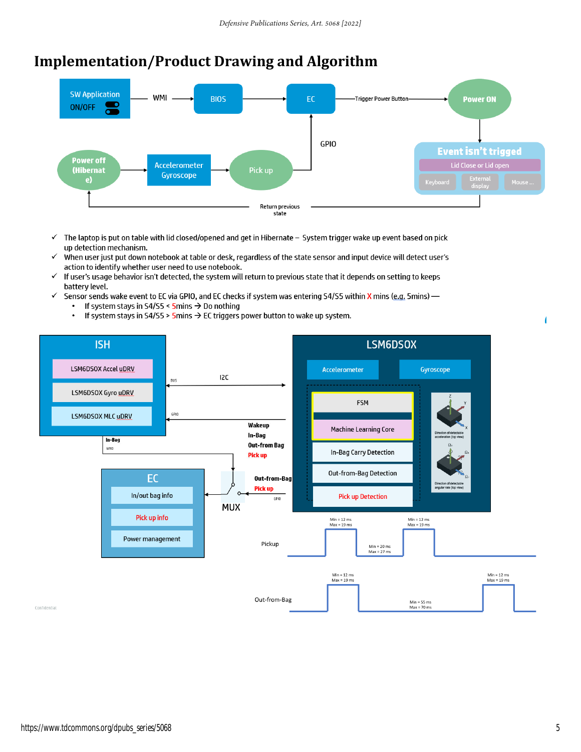# Implementation/Product Drawing and Algorithm

SW Application ON/OFF → WMI → BIOS → EC —Trigger Power Button→ Power ON

Power ON → Event isn't trigged (Lid Close or Lid open; Keyboard, External display, Mouse ...) → Return previous state → Power off (Hibernate)

Power off (Hibernate) → Accelerometer Gyroscope → Pick up → GPIO → EC

- ✓ The laptop is put on table with lid closed/opened and get in Hibernate – System trigger wake up event based on pick up detection mechanism.
- ✓ When user just put down notebook at table or desk, regardless of the state sensor and input device will detect user's action to identify whether user need to use notebook.
- ✓ If user's usage behavior isn't detected, the system will return to previous state that it depends on setting to keeps battery level.
- ✓ Sensor sends wake event to EC via GPIO, and EC checks if system was entering S4/S5 within X mins (e.g. 5mins) —
  - If system stays in S4/S5 < 5mins → Do nothing
  - If system stays in S4/S5 > 5mins → EC triggers power button to wake up system.

ISH: LSM6DSOX Accel uDRV; LSM6DSOX Gyro uDRV; LSM6DSOX MLC uDRV

BUS — I2C; GPIO — Wakeup, In-Bag, Out-from Bag, Pick up

In-Bag GPIO → MUX ← Out-from-Bag, Pick up GPIO

EC: In/out bag info; Pick up info; Power management

LSM6DSOX: Accelerometer; Gyroscope; FSM; Machine Learning Core; In-Bag Carry Detection; Out-from-Bag Detection; Pick up Detection

Direction of detectable acceleration (top view)

Direction of detectable angular rate (top view)

Pickup: Min = 12 ms, Max = 19 ms; Min = 20 ms, Max = 27 ms; Min = 12 ms, Max = 19 ms

Out-from-Bag: Min = 12 ms, Max = 19 ms; Min = 55 ms, Max = 70 ms; Min = 12 ms, Max = 19 ms

Confidential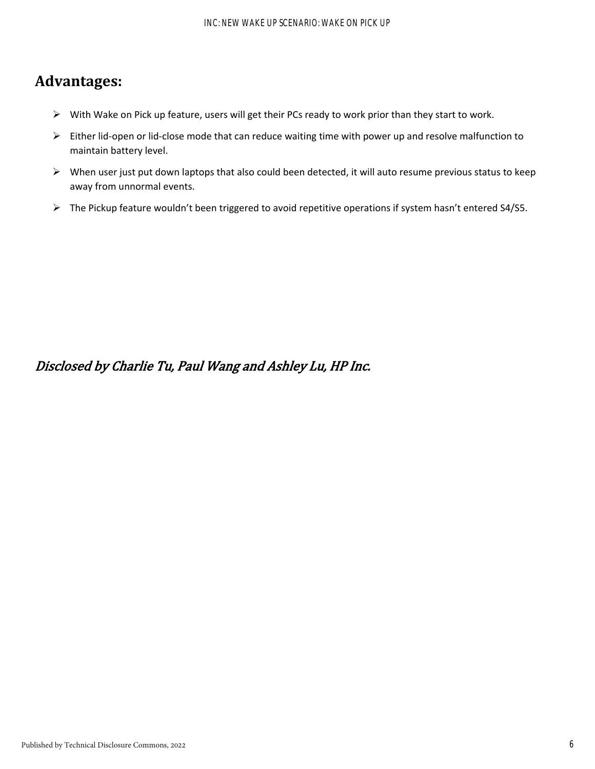## Advantages:

- With Wake on Pick up feature, users will get their PCs ready to work prior than they start to work.
- Either lid-open or lid-close mode that can reduce waiting time with power up and resolve malfunction to maintain battery level.
- When user just put down laptops that also could been detected, it will auto resume previous status to keep away from unnormal events.
- The Pickup feature wouldn't been triggered to avoid repetitive operations if system hasn't entered S4/S5.

*Disclosed by Charlie Tu, Paul Wang and Ashley Lu, HP Inc.*